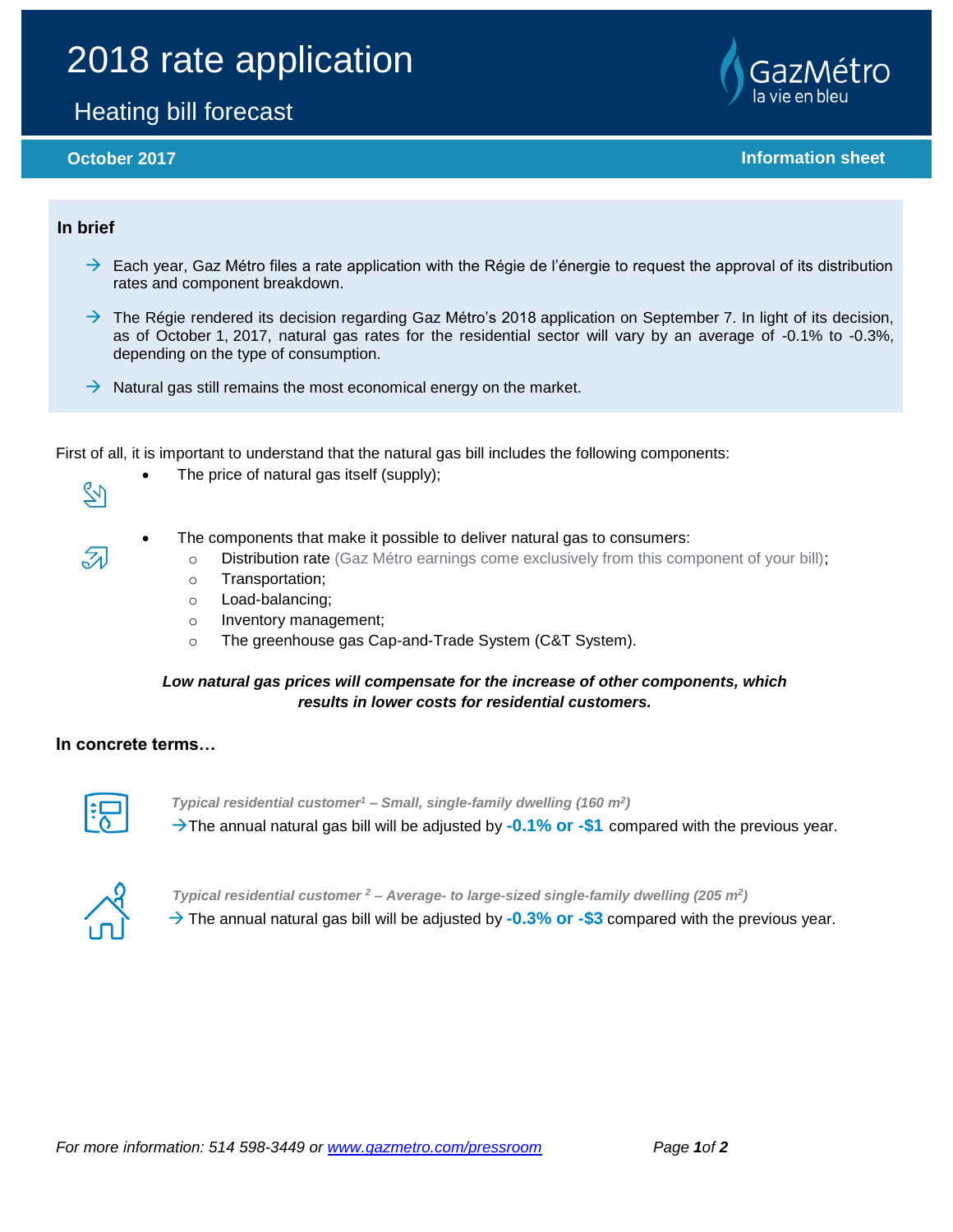# 2018 rate application

## Heating bill forecast

**October 2017** **Information sheet**

### In brief

- Each year, Gaz Métro files a rate application with the Régie de l'énergie to request the approval of its distribution rates and component breakdown.
- The Régie rendered its decision regarding Gaz Métro's 2018 application on September 7. In light of its decision, as of October 1, 2017, natural gas rates for the residential sector will vary by an average of -0.1% to -0.3%, depending on the type of consumption.
- Natural gas still remains the most economical energy on the market.

First of all, it is important to understand that the natural gas bill includes the following components:

- The price of natural gas itself (supply);
- The components that make it possible to deliver natural gas to consumers:
  - Distribution rate (Gaz Métro earnings come exclusively from this component of your bill);
  - Transportation;
  - Load-balancing;
  - Inventory management;
  - The greenhouse gas Cap-and-Trade System (C&T System).

***Low natural gas prices will compensate for the increase of other components, which results in lower costs for residential customers.***

### In concrete terms…

***Typical residential customer[1] – Small, single-family dwelling (160 m$^2$)***

→ The annual natural gas bill will be adjusted by **-0.1% or -$1** compared with the previous year.

***Typical residential customer [2] – Average- to large-sized single-family dwelling (205 m$^2$)***

→ The annual natural gas bill will be adjusted by **-0.3% or -$3** compared with the previous year.

*For more information: 514 598-3449 or [www.gazmetro.com/pressroom](http://www.gazmetro.com/pressroom)*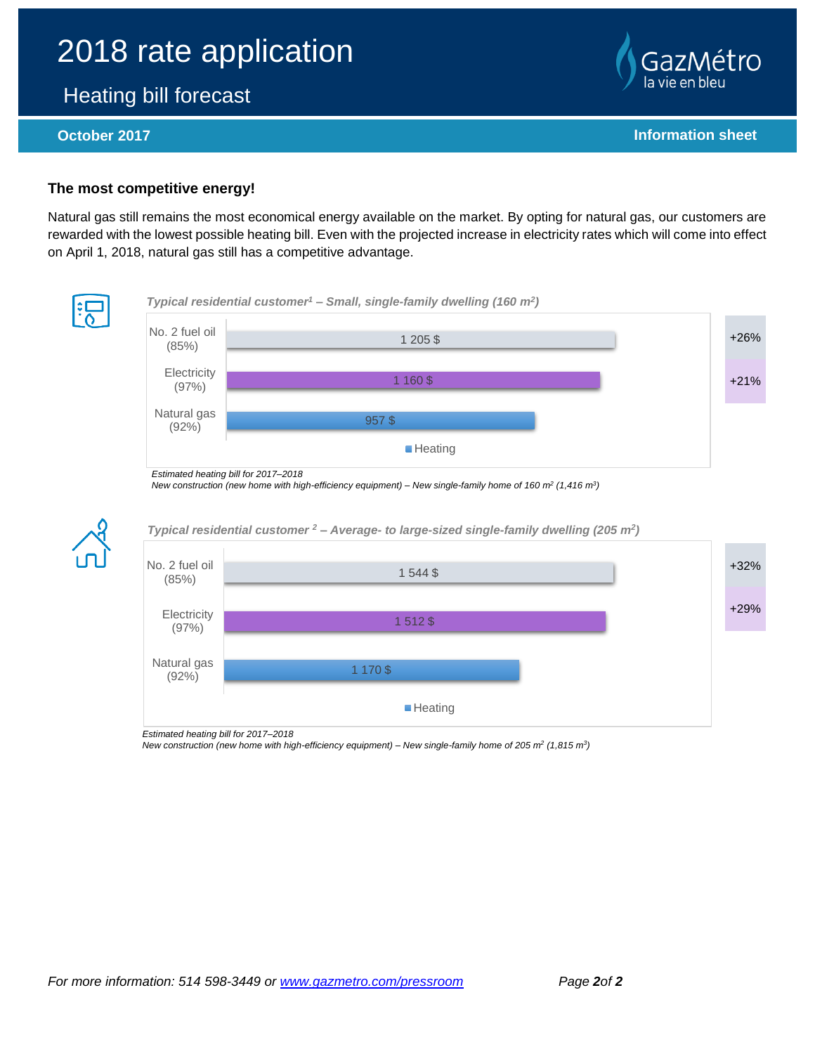# 2018 rate application

## Heading bill forecast

**October 2017** **Information sheet**

### The most competitive energy!

Natural gas still remains the most economical energy available on the market. By opting for natural gas, our customers are rewarded with the lowest possible heating bill. Even with the projected increase in electricity rates which will come into effect on April 1, 2018, natural gas still has a competitive advantage.

*Typical residential customer[1] – Small, single-family dwelling (160 m²)*

No. 2 fuel oil (85%)
1 205 $
Electricity (97%)
1 160 $
Natural gas (92%)
957 $
Heating

+26%
+21%

*Estimated heating bill for 2017–2018*
*New construction (new home with high-efficiency equipment) – New single-family home of 160 m² (1,416 m³)*

*Typical residential customer [2] – Average- to large-sized single-family dwelling (205 m²)*

No. 2 fuel oil (85%)
1 544 $
Electricity (97%)
1 512 $
Natural gas (92%)
1 170 $
Heating

+32%
+29%

*Estimated heating bill for 2017–2018*
*New construction (new home with high-efficiency equipment) – New single-family home of 205 m² (1,815 m³)*

*For more information: 514 598-3449 or [www.gazmetro.com/pressroom](http://www.gazmetro.com/pressroom)*